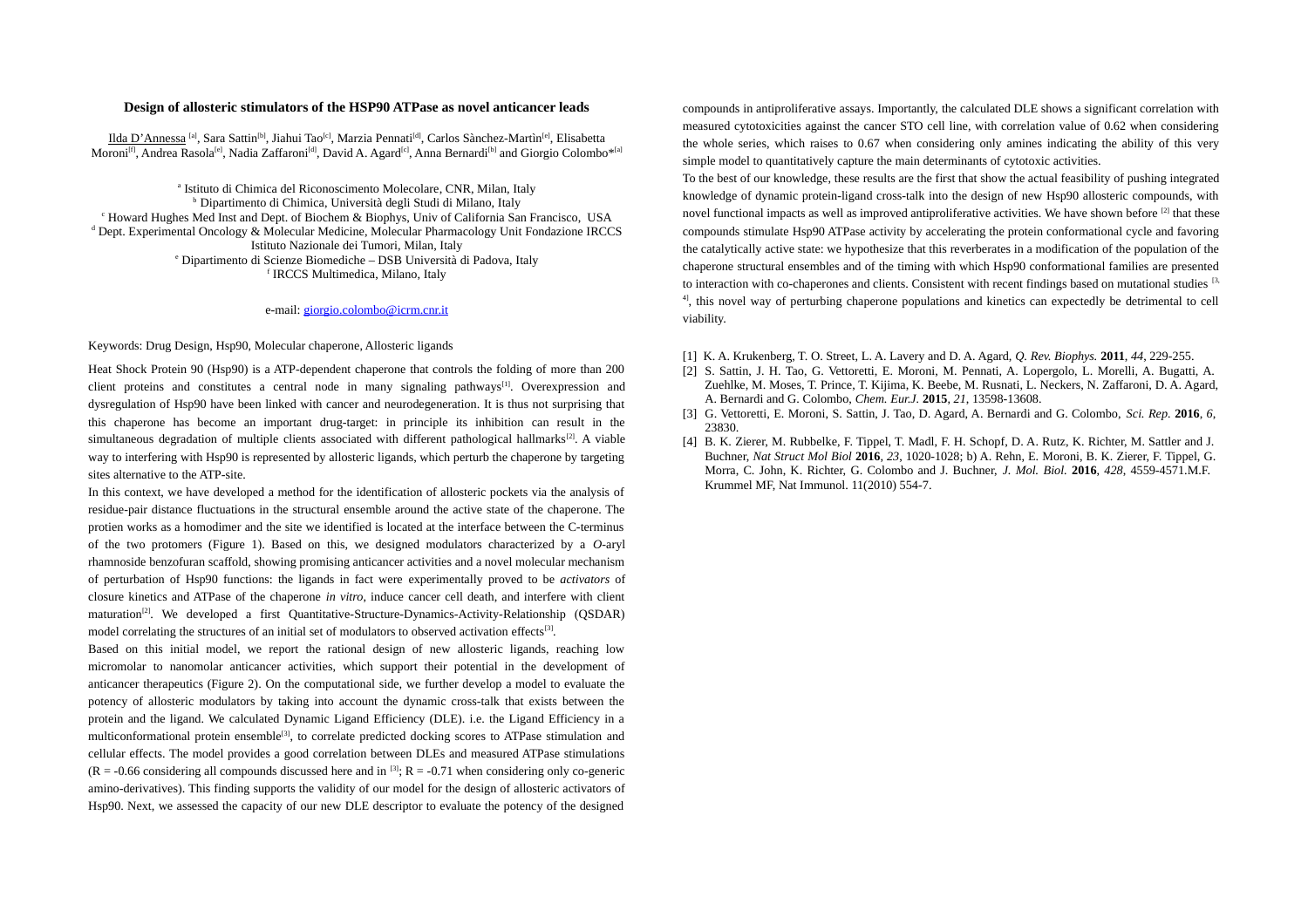# Design of allosteric stimulators of the HSP90 ATPase as novel anticancer leads

Ilda D'Annessa [a], Sara Sattin[b], Jiahui Tao[c], Marzia Pennati[d], Carlos Sànchez-Martìn[e], Elisabetta Moroni[f], Andrea Rasola[e], Nadia Zaffaroni[d], David A. Agard[c], Anna Bernardi[b] and Giorgio Colombo*[a]

[a] Istituto di Chimica del Riconoscimento Molecolare, CNR, Milan, Italy
[b] Dipartimento di Chimica, Università degli Studi di Milano, Italy
[c] Howard Hughes Med Inst and Dept. of Biochem & Biophys, Univ of California San Francisco, USA
[d] Dept. Experimental Oncology & Molecular Medicine, Molecular Pharmacology Unit Fondazione IRCCS Istituto Nazionale dei Tumori, Milan, Italy
[e] Dipartimento di Scienze Biomediche – DSB Università di Padova, Italy
[f] IRCCS Multimedica, Milano, Italy

e-mail: giorgio.colombo@icrm.cnr.it

Keywords: Drug Design, Hsp90, Molecular chaperone, Allosteric ligands

Heat Shock Protein 90 (Hsp90) is a ATP-dependent chaperone that controls the folding of more than 200 client proteins and constitutes a central node in many signaling pathways[1]. Overexpression and dysregulation of Hsp90 have been linked with cancer and neurodegeneration. It is thus not surprising that this chaperone has become an important drug-target: in principle its inhibition can result in the simultaneous degradation of multiple clients associated with different pathological hallmarks[2]. A viable way to interfering with Hsp90 is represented by allosteric ligands, which perturb the chaperone by targeting sites alternative to the ATP-site.

In this context, we have developed a method for the identification of allosteric pockets via the analysis of residue-pair distance fluctuations in the structural ensemble around the active state of the chaperone. The protien works as a homodimer and the site we identified is located at the interface between the C-terminus of the two protomers (Figure 1). Based on this, we designed modulators characterized by a *O*-aryl rhamnoside benzofuran scaffold, showing promising anticancer activities and a novel molecular mechanism of perturbation of Hsp90 functions: the ligands in fact were experimentally proved to be *activators* of closure kinetics and ATPase of the chaperone *in vitro*, induce cancer cell death, and interfere with client maturation[2]. We developed a first Quantitative-Structure-Dynamics-Activity-Relationship (QSDAR) model correlating the structures of an initial set of modulators to observed activation effects[3].

Based on this initial model, we report the rational design of new allosteric ligands, reaching low micromolar to nanomolar anticancer activities, which support their potential in the development of anticancer therapeutics (Figure 2). On the computational side, we further develop a model to evaluate the potency of allosteric modulators by taking into account the dynamic cross-talk that exists between the protein and the ligand. We calculated Dynamic Ligand Efficiency (DLE). i.e. the Ligand Efficiency in a multiconformational protein ensemble[3], to correlate predicted docking scores to ATPase stimulation and cellular effects. The model provides a good correlation between DLEs and measured ATPase stimulations ($R = -0.66$ considering all compounds discussed here and in [3]; $R = -0.71$ when considering only co-generic amino-derivatives). This finding supports the validity of our model for the design of allosteric activators of Hsp90. Next, we assessed the capacity of our new DLE descriptor to evaluate the potency of the designed compounds in antiproliferative assays. Importantly, the calculated DLE shows a significant correlation with measured cytotoxicities against the cancer STO cell line, with correlation value of 0.62 when considering the whole series, which raises to 0.67 when considering only amines indicating the ability of this very simple model to quantitatively capture the main determinants of cytotoxic activities.

To the best of our knowledge, these results are the first that show the actual feasibility of pushing integrated knowledge of dynamic protein-ligand cross-talk into the design of new Hsp90 allosteric compounds, with novel functional impacts as well as improved antiproliferative activities. We have shown before [2] that these compounds stimulate Hsp90 ATPase activity by accelerating the protein conformational cycle and favoring the catalytically active state: we hypothesize that this reverberates in a modification of the population of the chaperone structural ensembles and of the timing with which Hsp90 conformational families are presented to interaction with co-chaperones and clients. Consistent with recent findings based on mutational studies [3, 4], this novel way of perturbing chaperone populations and kinetics can expectedly be detrimental to cell viability.

[1] K. A. Krukenberg, T. O. Street, L. A. Lavery and D. A. Agard, *Q. Rev. Biophys.* **2011**, *44*, 229-255.

[2] S. Sattin, J. H. Tao, G. Vettoretti, E. Moroni, M. Pennati, A. Lopergolo, L. Morelli, A. Bugatti, A. Zuehlke, M. Moses, T. Prince, T. Kijima, K. Beebe, M. Rusnati, L. Neckers, N. Zaffaroni, D. A. Agard, A. Bernardi and G. Colombo, *Chem. Eur.J.* **2015**, *21*, 13598-13608.

[3] G. Vettoretti, E. Moroni, S. Sattin, J. Tao, D. Agard, A. Bernardi and G. Colombo, *Sci. Rep.* **2016**, *6*, 23830.

[4] B. K. Zierer, M. Rubbelke, F. Tippel, T. Madl, F. H. Schopf, D. A. Rutz, K. Richter, M. Sattler and J. Buchner, *Nat Struct Mol Biol* **2016**, *23*, 1020-1028; b) A. Rehn, E. Moroni, B. K. Zierer, F. Tippel, G. Morra, C. John, K. Richter, G. Colombo and J. Buchner, *J. Mol. Biol.* **2016**, *428*, 4559-4571.M.F. Krummel MF, Nat Immunol. 11(2010) 554-7.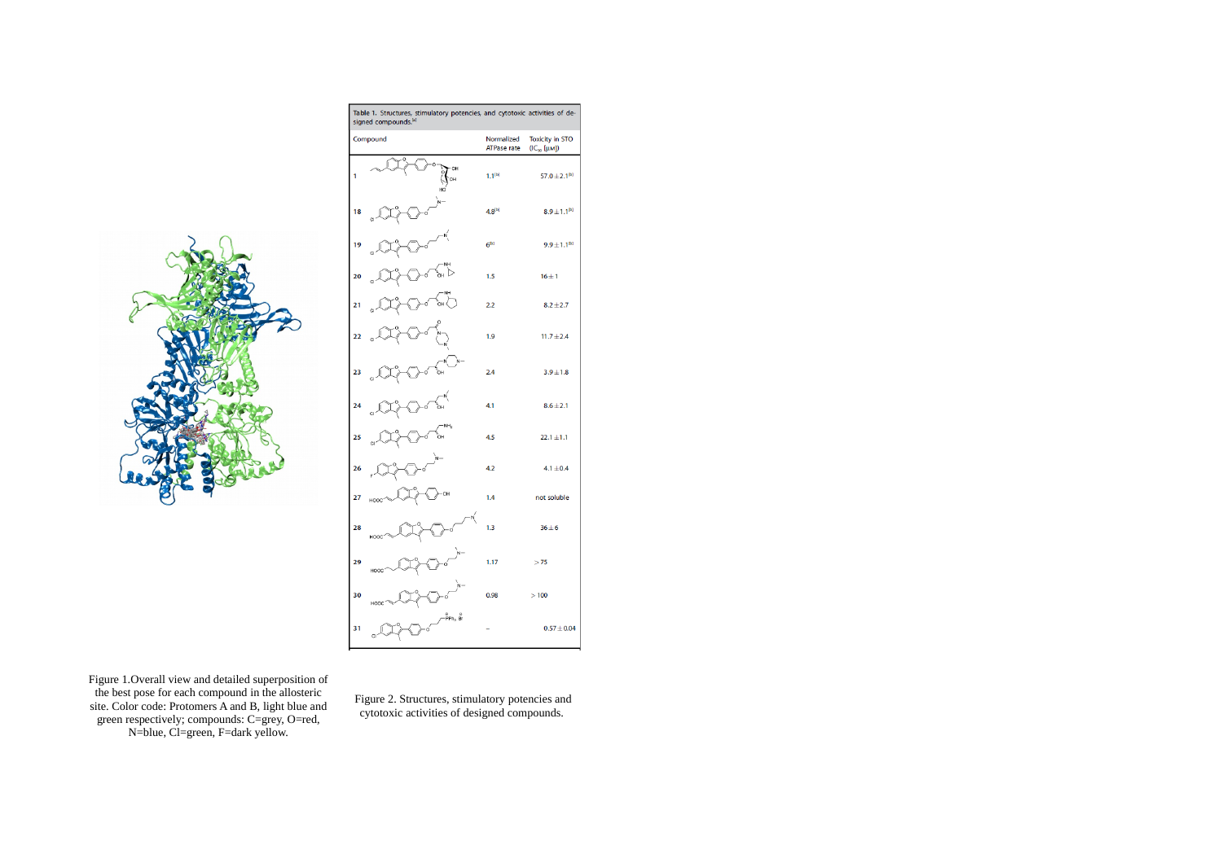Table 1. Structures, stimulatory potencies, and cytotoxic activities of designed compounds.[a]

| Compound | Normalized ATPase rate | Toxicity in STO ($IC_{50}$ [μM]) |
| --- | --- | --- |
| 1 | 1.1[b] | 57.0 ± 2.1[b] |
| 18 | 4.8[b] | 8.9 ± 1.1[b] |
| 19 | 6[b] | 9.9 ± 1.1[b] |
| 20 | 1.5 | 16 ± 1 |
| 21 | 2.2 | 8.2 ± 2.7 |
| 22 | 1.9 | 11.7 ± 2.4 |
| 23 | 2.4 | 3.9 ± 1.8 |
| 24 | 4.1 | 8.6 ± 2.1 |
| 25 | 4.5 | 22.1 ± 1.1 |
| 26 | 4.2 | 4.1 ± 0.4 |
| 27 | 1.4 | not soluble |
| 28 | 1.3 | 36 ± 6 |
| 29 | 1.17 | > 75 |
| 30 | 0.98 | > 100 |
| 31 | – | 0.57 ± 0.04 |

Figure 1.Overall view and detailed superposition of the best pose for each compound in the allosteric site. Color code: Protomers A and B, light blue and green respectively; compounds: C=grey, O=red, N=blue, Cl=green, F=dark yellow.

Figure 2. Structures, stimulatory potencies and cytotoxic activities of designed compounds.